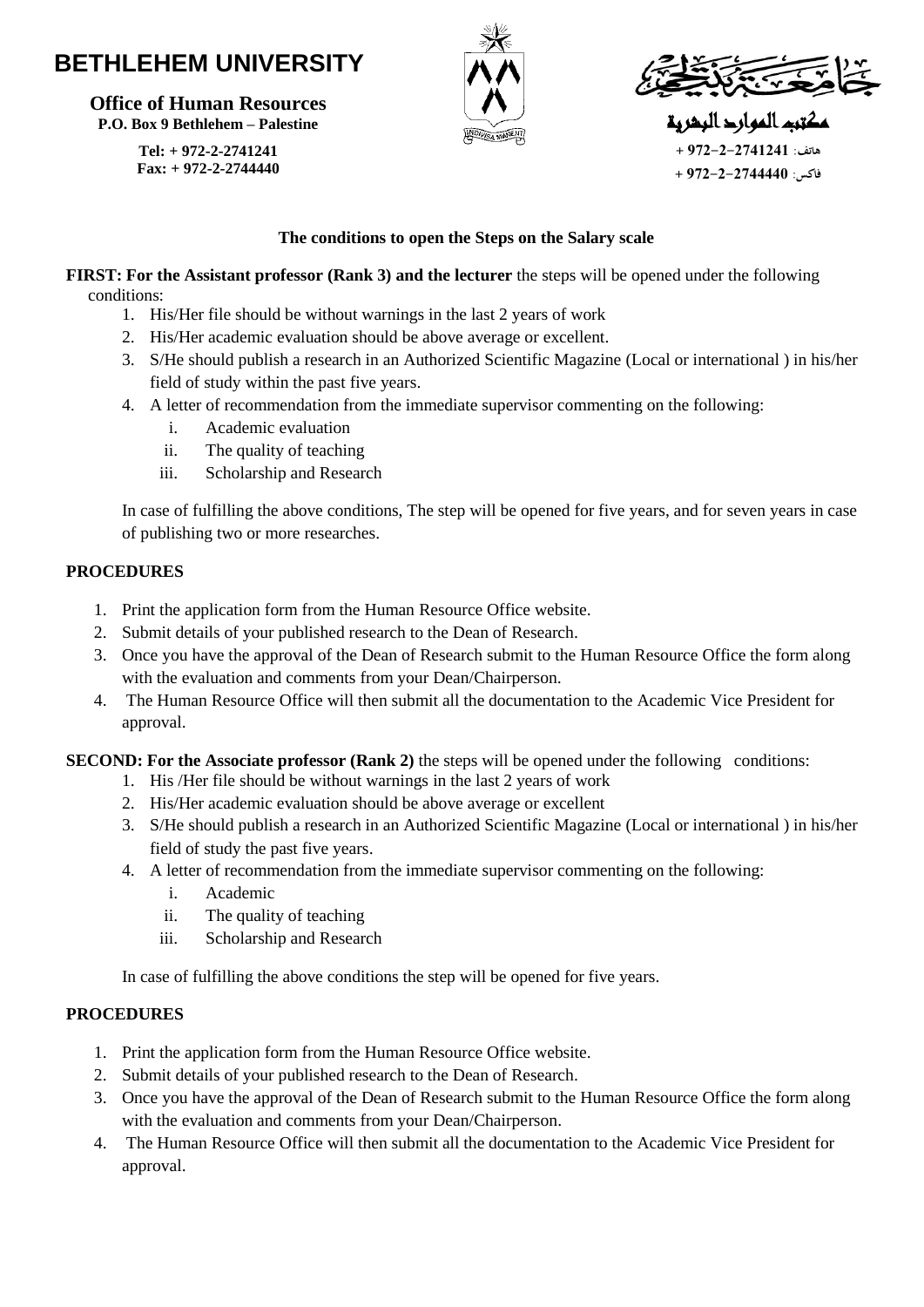# BETHLEHEM UNIVERSITY

**Office of Human Resources**
**P.O. Box 9 Bethlehem – Palestine**

**Tel: + 972-2-2741241**
**Fax: + 972-2-2744440**

جامعة بيت لحم

مكتب الموارد البشرية

هاتف: 2741241-2-972 +

فاكس: 2744440-2-972 +

## The conditions to open the Steps on the Salary scale

**FIRST: For the Assistant professor (Rank 3) and the lecturer** the steps will be opened under the following conditions:

1. His/Her file should be without warnings in the last 2 years of work
2. His/Her academic evaluation should be above average or excellent.
3. S/He should publish a research in an Authorized Scientific Magazine (Local or international ) in his/her field of study within the past five years.
4. A letter of recommendation from the immediate supervisor commenting on the following:
   i. Academic evaluation
   ii. The quality of teaching
   iii. Scholarship and Research

In case of fulfilling the above conditions, The step will be opened for five years, and for seven years in case of publishing two or more researches.

### PROCEDURES

1. Print the application form from the Human Resource Office website.
2. Submit details of your published research to the Dean of Research.
3. Once you have the approval of the Dean of Research submit to the Human Resource Office the form along with the evaluation and comments from your Dean/Chairperson.
4. The Human Resource Office will then submit all the documentation to the Academic Vice President for approval.

**SECOND: For the Associate professor (Rank 2)** the steps will be opened under the following conditions:

1. His /Her file should be without warnings in the last 2 years of work
2. His/Her academic evaluation should be above average or excellent
3. S/He should publish a research in an Authorized Scientific Magazine (Local or international ) in his/her field of study the past five years.
4. A letter of recommendation from the immediate supervisor commenting on the following:
   i. Academic
   ii. The quality of teaching
   iii. Scholarship and Research

In case of fulfilling the above conditions the step will be opened for five years.

### PROCEDURES

1. Print the application form from the Human Resource Office website.
2. Submit details of your published research to the Dean of Research.
3. Once you have the approval of the Dean of Research submit to the Human Resource Office the form along with the evaluation and comments from your Dean/Chairperson.
4. The Human Resource Office will then submit all the documentation to the Academic Vice President for approval.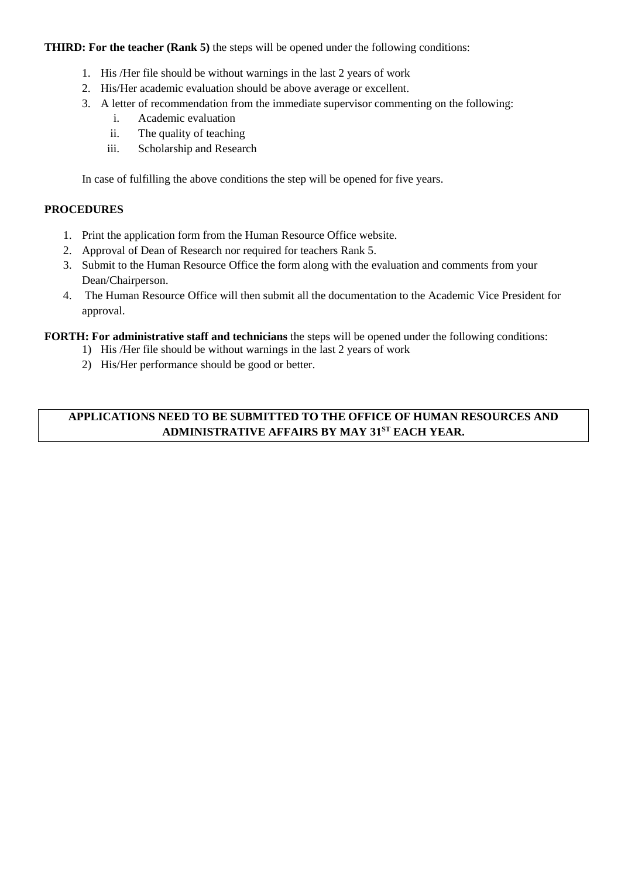**THIRD: For the teacher (Rank 5)** the steps will be opened under the following conditions:

1. His /Her file should be without warnings in the last 2 years of work
2. His/Her academic evaluation should be above average or excellent.
3. A letter of recommendation from the immediate supervisor commenting on the following:
   i. Academic evaluation
   ii. The quality of teaching
   iii. Scholarship and Research

In case of fulfilling the above conditions the step will be opened for five years.

**PROCEDURES**

1. Print the application form from the Human Resource Office website.
2. Approval of Dean of Research nor required for teachers Rank 5.
3. Submit to the Human Resource Office the form along with the evaluation and comments from your Dean/Chairperson.
4. The Human Resource Office will then submit all the documentation to the Academic Vice President for approval.

**FORTH: For administrative staff and technicians** the steps will be opened under the following conditions:

1) His /Her file should be without warnings in the last 2 years of work
2) His/Her performance should be good or better.

**APPLICATIONS NEED TO BE SUBMITTED TO THE OFFICE OF HUMAN RESOURCES AND ADMINISTRATIVE AFFAIRS BY MAY 31ST EACH YEAR.**